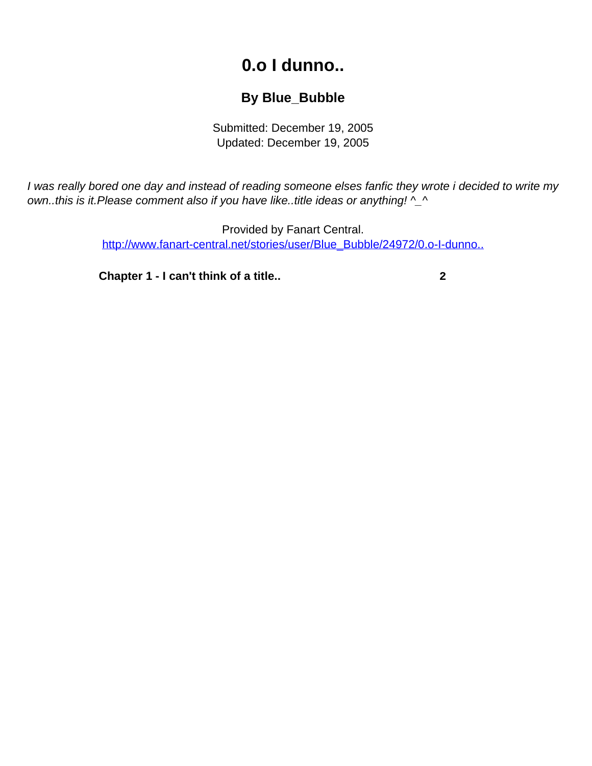# 0.o I dunno..

### By Blue_Bubble

Submitted: December 19, 2005
Updated: December 19, 2005

*I was really bored one day and instead of reading someone elses fanfic they wrote i decided to write my own..this is it.Please comment also if you have like..title ideas or anything! ^_^*

Provided by Fanart Central.
http://www.fanart-central.net/stories/user/Blue_Bubble/24972/0.o-I-dunno..

**Chapter 1 - I can't think of a title..** **2**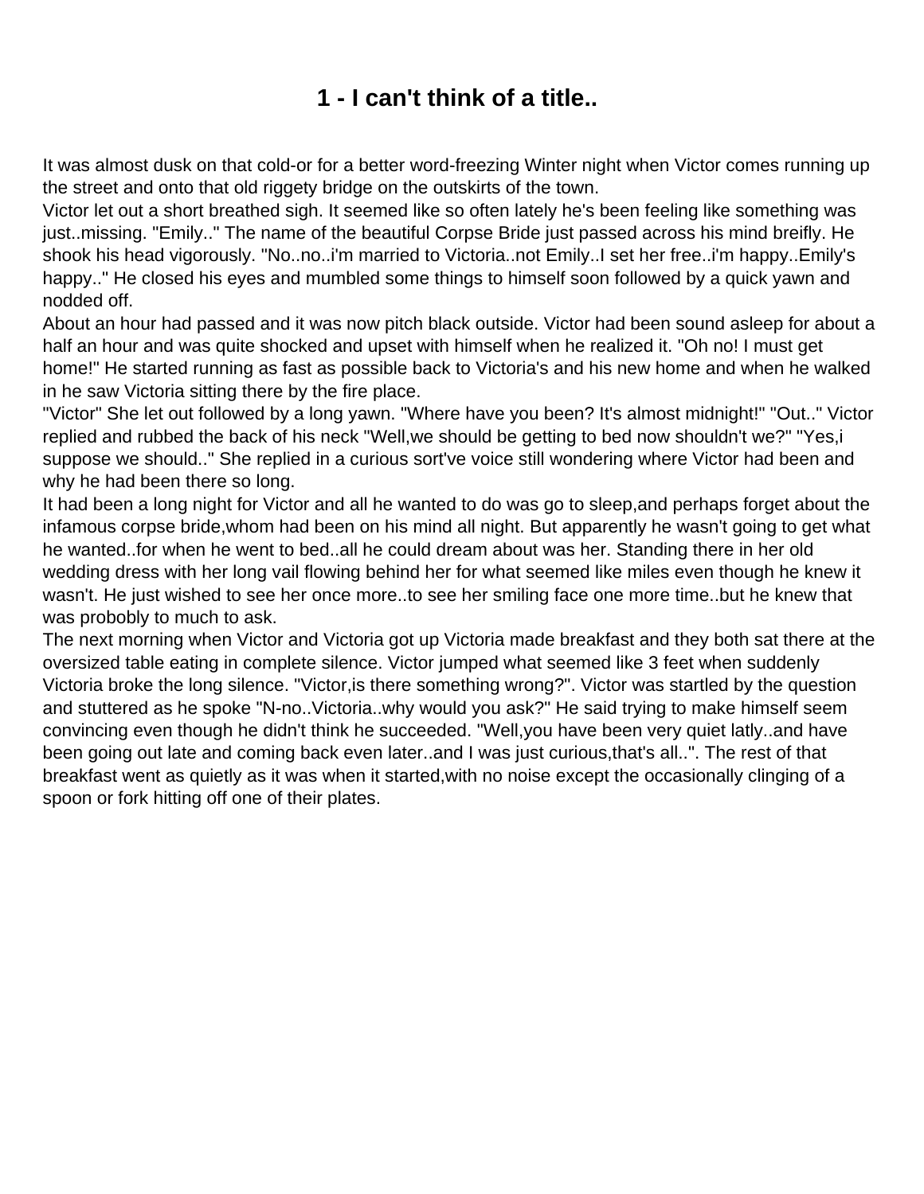# 1 - I can't think of a title..

It was almost dusk on that cold-or for a better word-freezing Winter night when Victor comes running up the street and onto that old riggety bridge on the outskirts of the town.
Victor let out a short breathed sigh. It seemed like so often lately he's been feeling like something was just..missing. "Emily.." The name of the beautiful Corpse Bride just passed across his mind breifly. He shook his head vigorously. "No..no..i'm married to Victoria..not Emily..I set her free..i'm happy..Emily's happy.." He closed his eyes and mumbled some things to himself soon followed by a quick yawn and nodded off.
About an hour had passed and it was now pitch black outside. Victor had been sound asleep for about a half an hour and was quite shocked and upset with himself when he realized it. "Oh no! I must get home!" He started running as fast as possible back to Victoria's and his new home and when he walked in he saw Victoria sitting there by the fire place.
"Victor" She let out followed by a long yawn. "Where have you been? It's almost midnight!" "Out.." Victor replied and rubbed the back of his neck "Well,we should be getting to bed now shouldn't we?" "Yes,i suppose we should.." She replied in a curious sort've voice still wondering where Victor had been and why he had been there so long.
It had been a long night for Victor and all he wanted to do was go to sleep,and perhaps forget about the infamous corpse bride,whom had been on his mind all night. But apparently he wasn't going to get what he wanted..for when he went to bed..all he could dream about was her. Standing there in her old wedding dress with her long vail flowing behind her for what seemed like miles even though he knew it wasn't. He just wished to see her once more..to see her smiling face one more time..but he knew that was probobly to much to ask.
The next morning when Victor and Victoria got up Victoria made breakfast and they both sat there at the oversized table eating in complete silence. Victor jumped what seemed like 3 feet when suddenly Victoria broke the long silence. "Victor,is there something wrong?". Victor was startled by the question and stuttered as he spoke "N-no..Victoria..why would you ask?" He said trying to make himself seem convincing even though he didn't think he succeeded. "Well,you have been very quiet latly..and have been going out late and coming back even later..and I was just curious,that's all..". The rest of that breakfast went as quietly as it was when it started,with no noise except the occasionally clinging of a spoon or fork hitting off one of their plates.